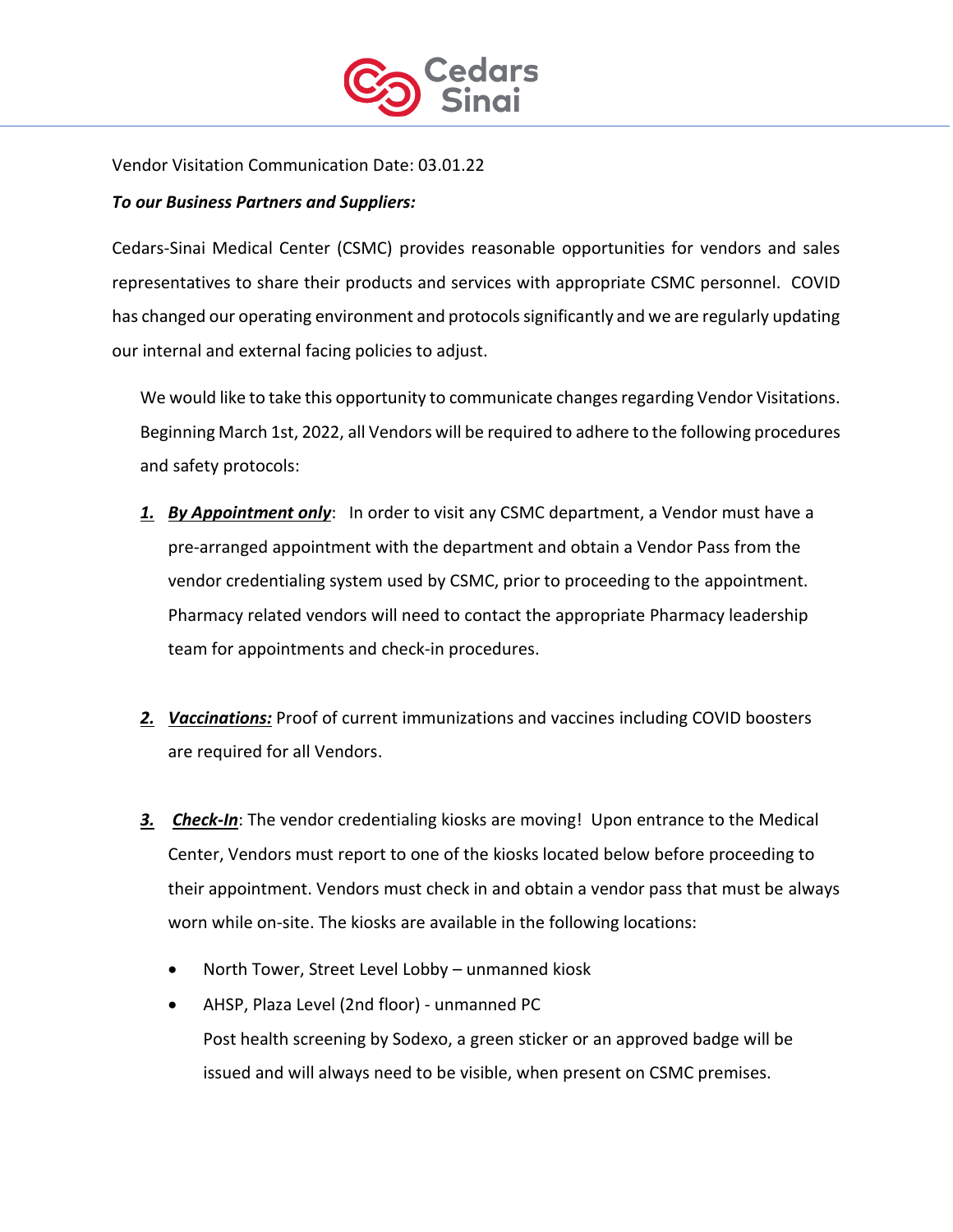Vendor Visitation Communication Date: 03.01.22

***To our Business Partners and Suppliers:***

Cedars-Sinai Medical Center (CSMC) provides reasonable opportunities for vendors and sales representatives to share their products and services with appropriate CSMC personnel. COVID has changed our operating environment and protocols significantly and we are regularly updating our internal and external facing policies to adjust.

We would like to take this opportunity to communicate changes regarding Vendor Visitations. Beginning March 1st, 2022, all Vendors will be required to adhere to the following procedures and safety protocols:

1. ***By Appointment only***: In order to visit any CSMC department, a Vendor must have a pre-arranged appointment with the department and obtain a Vendor Pass from the vendor credentialing system used by CSMC, prior to proceeding to the appointment. Pharmacy related vendors will need to contact the appropriate Pharmacy leadership team for appointments and check-in procedures.

2. ***Vaccinations:*** Proof of current immunizations and vaccines including COVID boosters are required for all Vendors.

3. ***Check-In***: The vendor credentialing kiosks are moving! Upon entrance to the Medical Center, Vendors must report to one of the kiosks located below before proceeding to their appointment. Vendors must check in and obtain a vendor pass that must be always worn while on-site. The kiosks are available in the following locations:

    - North Tower, Street Level Lobby – unmanned kiosk
    - AHSP, Plaza Level (2nd floor) - unmanned PC  
      Post health screening by Sodexo, a green sticker or an approved badge will be issued and will always need to be visible, when present on CSMC premises.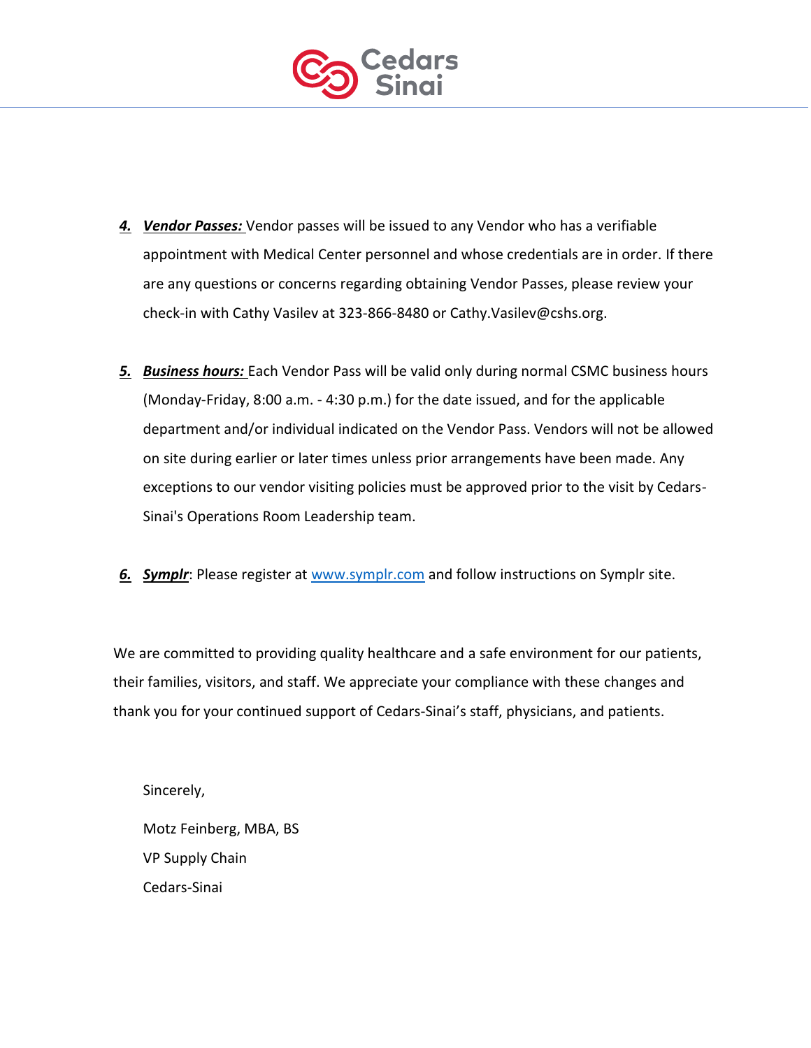4. ***Vendor Passes:*** Vendor passes will be issued to any Vendor who has a verifiable appointment with Medical Center personnel and whose credentials are in order. If there are any questions or concerns regarding obtaining Vendor Passes, please review your check-in with Cathy Vasilev at 323-866-8480 or Cathy.Vasilev@cshs.org.

5. ***Business hours:*** Each Vendor Pass will be valid only during normal CSMC business hours (Monday-Friday, 8:00 a.m. - 4:30 p.m.) for the date issued, and for the applicable department and/or individual indicated on the Vendor Pass. Vendors will not be allowed on site during earlier or later times unless prior arrangements have been made. Any exceptions to our vendor visiting policies must be approved prior to the visit by Cedars-Sinai's Operations Room Leadership team.

6. ***Symplr***: Please register at [www.symplr.com](http://www.symplr.com) and follow instructions on Symplr site.

We are committed to providing quality healthcare and a safe environment for our patients, their families, visitors, and staff. We appreciate your compliance with these changes and thank you for your continued support of Cedars-Sinai's staff, physicians, and patients.

Sincerely,

Motz Feinberg, MBA, BS  
VP Supply Chain  
Cedars-Sinai